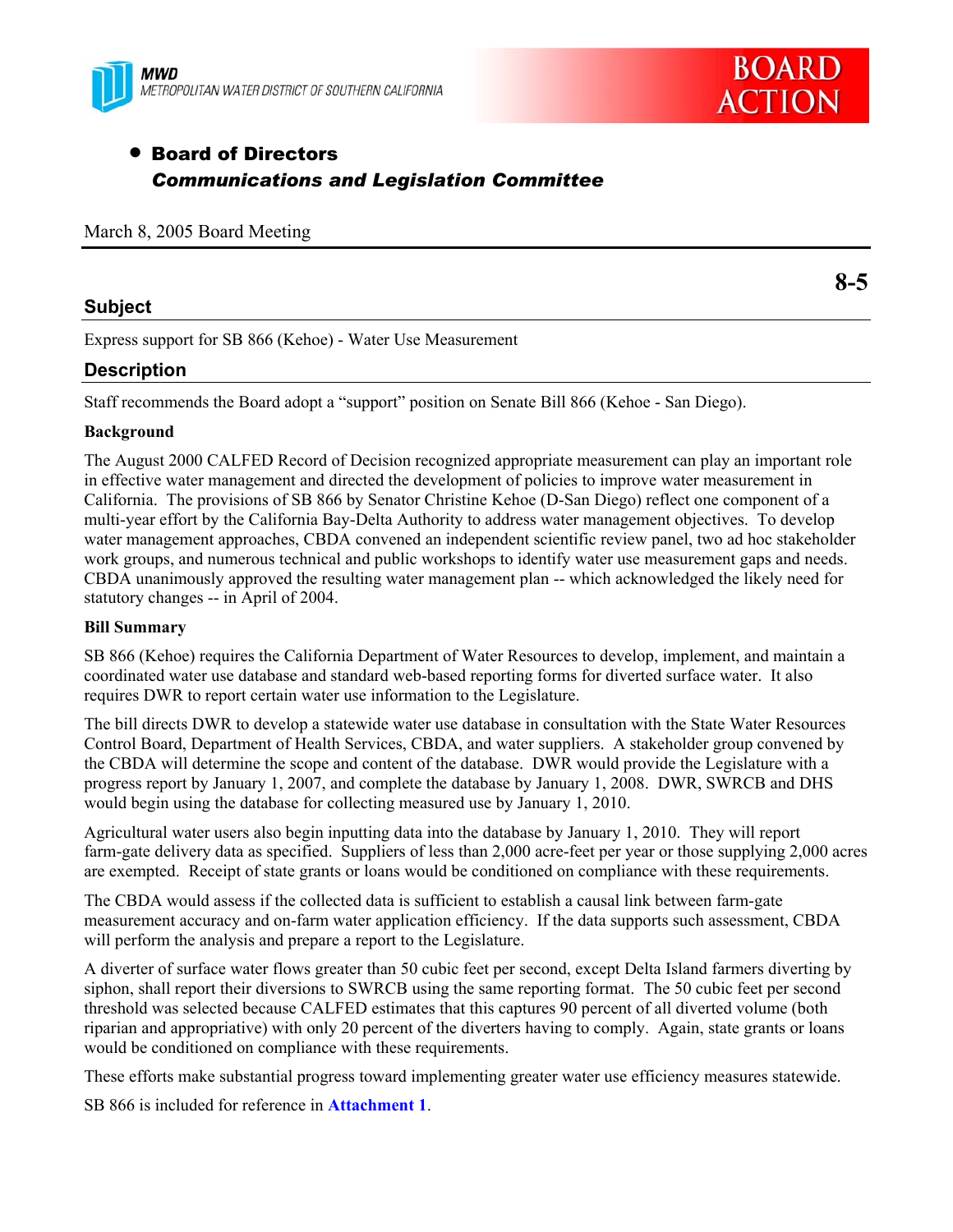MWD
METROPOLITAN WATER DISTRICT OF SOUTHERN CALIFORNIA

BOARD ACTION

- **Board of Directors**
  ***Communications and Legislation Committee***

March 8, 2005 Board Meeting

**8-5**

## Subject

Express support for SB 866 (Kehoe) - Water Use Measurement

## Description

Staff recommends the Board adopt a "support" position on Senate Bill 866 (Kehoe - San Diego).

**Background**

The August 2000 CALFED Record of Decision recognized appropriate measurement can play an important role in effective water management and directed the development of policies to improve water measurement in California. The provisions of SB 866 by Senator Christine Kehoe (D-San Diego) reflect one component of a multi-year effort by the California Bay-Delta Authority to address water management objectives. To develop water management approaches, CBDA convened an independent scientific review panel, two ad hoc stakeholder work groups, and numerous technical and public workshops to identify water use measurement gaps and needs. CBDA unanimously approved the resulting water management plan -- which acknowledged the likely need for statutory changes -- in April of 2004.

**Bill Summary**

SB 866 (Kehoe) requires the California Department of Water Resources to develop, implement, and maintain a coordinated water use database and standard web-based reporting forms for diverted surface water. It also requires DWR to report certain water use information to the Legislature.

The bill directs DWR to develop a statewide water use database in consultation with the State Water Resources Control Board, Department of Health Services, CBDA, and water suppliers. A stakeholder group convened by the CBDA will determine the scope and content of the database. DWR would provide the Legislature with a progress report by January 1, 2007, and complete the database by January 1, 2008. DWR, SWRCB and DHS would begin using the database for collecting measured use by January 1, 2010.

Agricultural water users also begin inputting data into the database by January 1, 2010. They will report farm-gate delivery data as specified. Suppliers of less than 2,000 acre-feet per year or those supplying 2,000 acres are exempted. Receipt of state grants or loans would be conditioned on compliance with these requirements.

The CBDA would assess if the collected data is sufficient to establish a causal link between farm-gate measurement accuracy and on-farm water application efficiency. If the data supports such assessment, CBDA will perform the analysis and prepare a report to the Legislature.

A diverter of surface water flows greater than 50 cubic feet per second, except Delta Island farmers diverting by siphon, shall report their diversions to SWRCB using the same reporting format. The 50 cubic feet per second threshold was selected because CALFED estimates that this captures 90 percent of all diverted volume (both riparian and appropriative) with only 20 percent of the diverters having to comply. Again, state grants or loans would be conditioned on compliance with these requirements.

These efforts make substantial progress toward implementing greater water use efficiency measures statewide.

SB 866 is included for reference in **Attachment 1**.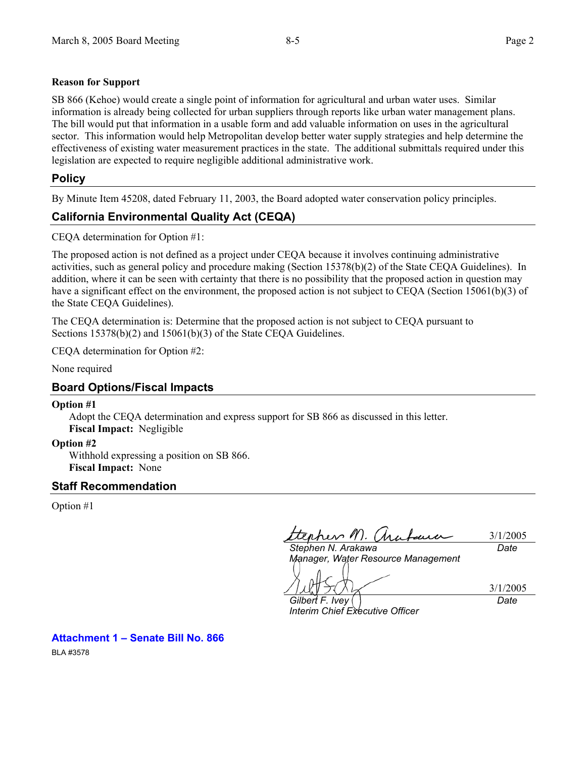**Reason for Support**

SB 866 (Kehoe) would create a single point of information for agricultural and urban water uses. Similar information is already being collected for urban suppliers through reports like urban water management plans. The bill would put that information in a usable form and add valuable information on uses in the agricultural sector. This information would help Metropolitan develop better water supply strategies and help determine the effectiveness of existing water measurement practices in the state. The additional submittals required under this legislation are expected to require negligible additional administrative work.

## Policy

By Minute Item 45208, dated February 11, 2003, the Board adopted water conservation policy principles.

## California Environmental Quality Act (CEQA)

CEQA determination for Option #1:

The proposed action is not defined as a project under CEQA because it involves continuing administrative activities, such as general policy and procedure making (Section 15378(b)(2) of the State CEQA Guidelines). In addition, where it can be seen with certainty that there is no possibility that the proposed action in question may have a significant effect on the environment, the proposed action is not subject to CEQA (Section 15061(b)(3) of the State CEQA Guidelines).

The CEQA determination is: Determine that the proposed action is not subject to CEQA pursuant to Sections 15378(b)(2) and 15061(b)(3) of the State CEQA Guidelines.

CEQA determination for Option #2:

None required

## Board Options/Fiscal Impacts

**Option #1**

Adopt the CEQA determination and express support for SB 866 as discussed in this letter.
**Fiscal Impact:** Negligible

**Option #2**

Withhold expressing a position on SB 866.
**Fiscal Impact:** None

## Staff Recommendation

Option #1

*Stephen N. Arakawa*
*Manager, Water Resource Management*
3/1/2005
*Date*

*Gilbert F. Ivey*
*Interim Chief Executive Officer*
3/1/2005
*Date*

**Attachment 1 – Senate Bill No. 866**

BLA #3578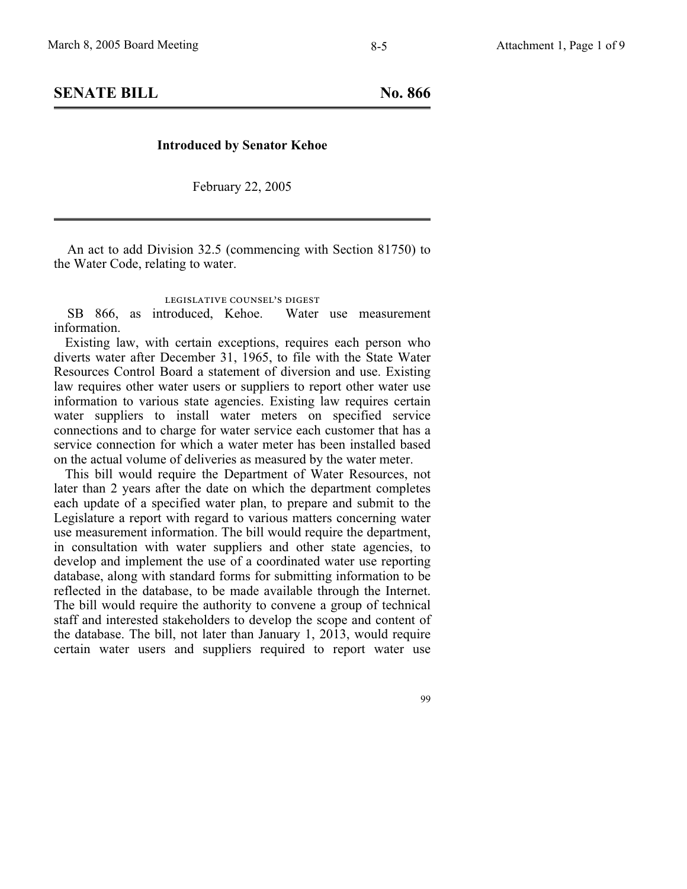## SENATE BILL No. 866

**Introduced by Senator Kehoe**

February 22, 2005

An act to add Division 32.5 (commencing with Section 81750) to the Water Code, relating to water.

LEGISLATIVE COUNSEL'S DIGEST

SB 866, as introduced, Kehoe. Water use measurement information.

Existing law, with certain exceptions, requires each person who diverts water after December 31, 1965, to file with the State Water Resources Control Board a statement of diversion and use. Existing law requires other water users or suppliers to report other water use information to various state agencies. Existing law requires certain water suppliers to install water meters on specified service connections and to charge for water service each customer that has a service connection for which a water meter has been installed based on the actual volume of deliveries as measured by the water meter.

This bill would require the Department of Water Resources, not later than 2 years after the date on which the department completes each update of a specified water plan, to prepare and submit to the Legislature a report with regard to various matters concerning water use measurement information. The bill would require the department, in consultation with water suppliers and other state agencies, to develop and implement the use of a coordinated water use reporting database, along with standard forms for submitting information to be reflected in the database, to be made available through the Internet. The bill would require the authority to convene a group of technical staff and interested stakeholders to develop the scope and content of the database. The bill, not later than January 1, 2013, would require certain water users and suppliers required to report water use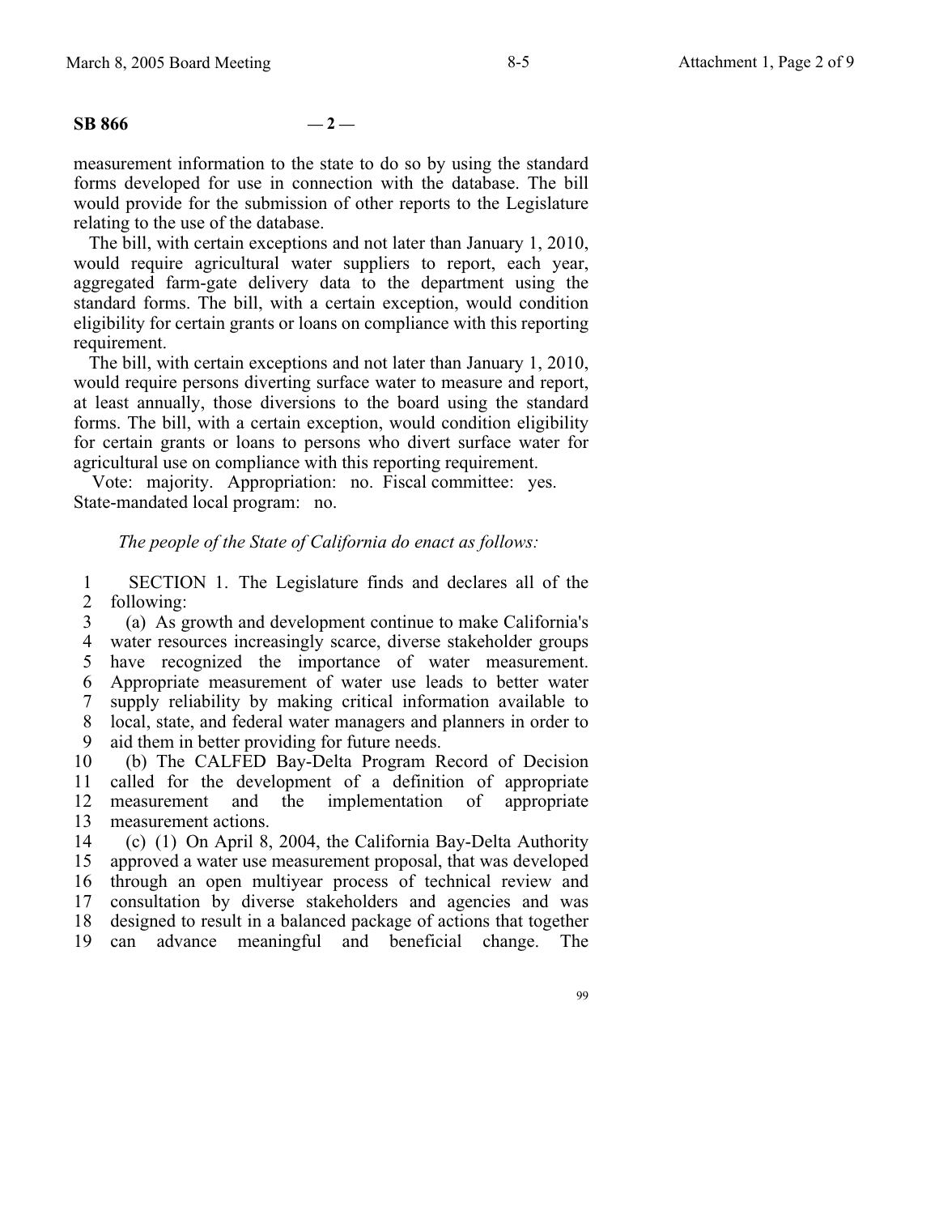measurement information to the state to do so by using the standard forms developed for use in connection with the database. The bill would provide for the submission of other reports to the Legislature relating to the use of the database.

The bill, with certain exceptions and not later than January 1, 2010, would require agricultural water suppliers to report, each year, aggregated farm-gate delivery data to the department using the standard forms. The bill, with a certain exception, would condition eligibility for certain grants or loans on compliance with this reporting requirement.

The bill, with certain exceptions and not later than January 1, 2010, would require persons diverting surface water to measure and report, at least annually, those diversions to the board using the standard forms. The bill, with a certain exception, would condition eligibility for certain grants or loans to persons who divert surface water for agricultural use on compliance with this reporting requirement.

Vote: majority. Appropriation: no. Fiscal committee: yes. State-mandated local program: no.

*The people of the State of California do enact as follows:*

SECTION 1. The Legislature finds and declares all of the following:

(a) As growth and development continue to make California's water resources increasingly scarce, diverse stakeholder groups have recognized the importance of water measurement. Appropriate measurement of water use leads to better water supply reliability by making critical information available to local, state, and federal water managers and planners in order to aid them in better providing for future needs.

(b) The CALFED Bay-Delta Program Record of Decision called for the development of a definition of appropriate measurement and the implementation of appropriate measurement actions.

(c) (1) On April 8, 2004, the California Bay-Delta Authority approved a water use measurement proposal, that was developed through an open multiyear process of technical review and consultation by diverse stakeholders and agencies and was designed to result in a balanced package of actions that together can advance meaningful and beneficial change. The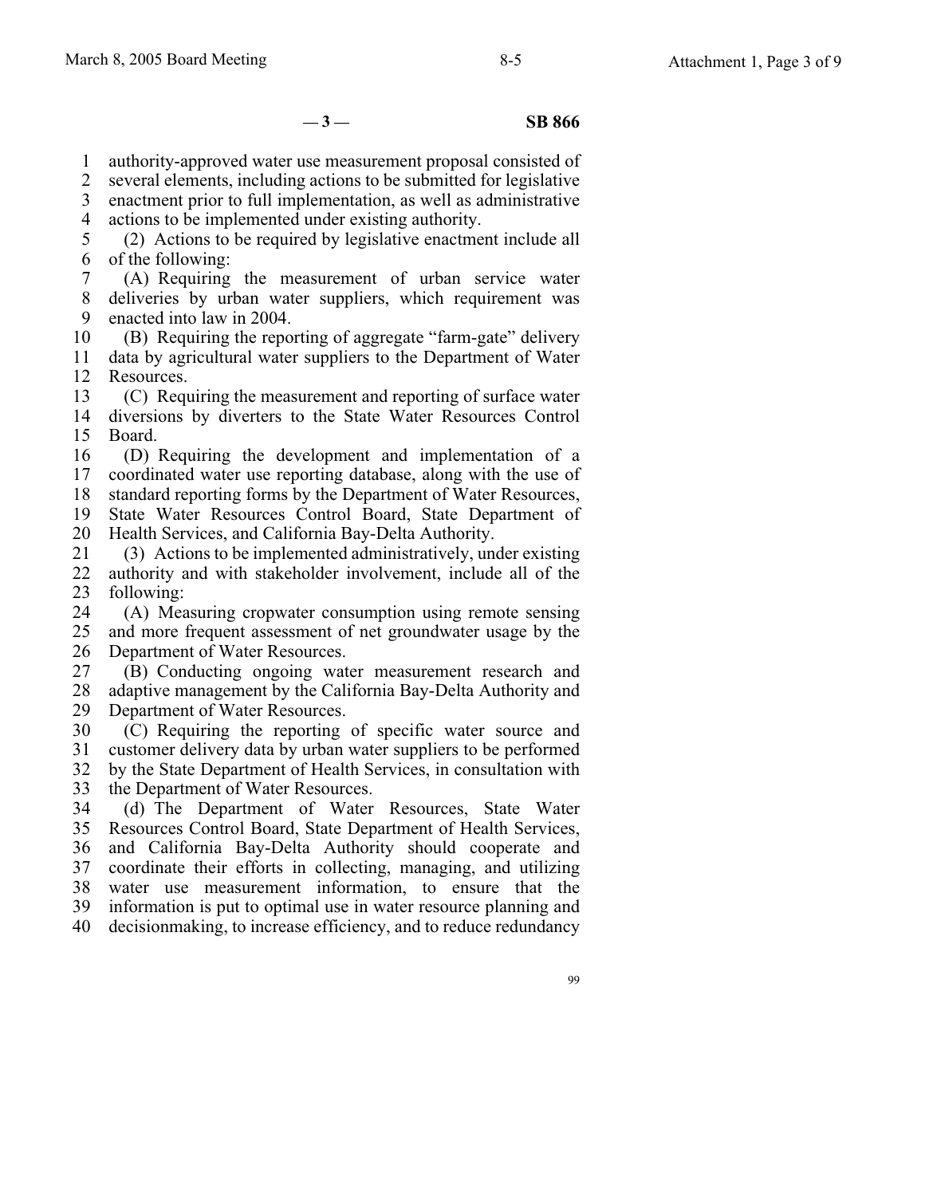authority-approved water use measurement proposal consisted of several elements, including actions to be submitted for legislative enactment prior to full implementation, as well as administrative actions to be implemented under existing authority.

(2) Actions to be required by legislative enactment include all of the following:

(A) Requiring the measurement of urban service water deliveries by urban water suppliers, which requirement was enacted into law in 2004.

(B) Requiring the reporting of aggregate "farm-gate" delivery data by agricultural water suppliers to the Department of Water Resources.

(C) Requiring the measurement and reporting of surface water diversions by diverters to the State Water Resources Control Board.

(D) Requiring the development and implementation of a coordinated water use reporting database, along with the use of standard reporting forms by the Department of Water Resources, State Water Resources Control Board, State Department of Health Services, and California Bay-Delta Authority.

(3) Actions to be implemented administratively, under existing authority and with stakeholder involvement, include all of the following:

(A) Measuring cropwater consumption using remote sensing and more frequent assessment of net groundwater usage by the Department of Water Resources.

(B) Conducting ongoing water measurement research and adaptive management by the California Bay-Delta Authority and Department of Water Resources.

(C) Requiring the reporting of specific water source and customer delivery data by urban water suppliers to be performed by the State Department of Health Services, in consultation with the Department of Water Resources.

(d) The Department of Water Resources, State Water Resources Control Board, State Department of Health Services, and California Bay-Delta Authority should cooperate and coordinate their efforts in collecting, managing, and utilizing water use measurement information, to ensure that the information is put to optimal use in water resource planning and decisionmaking, to increase efficiency, and to reduce redundancy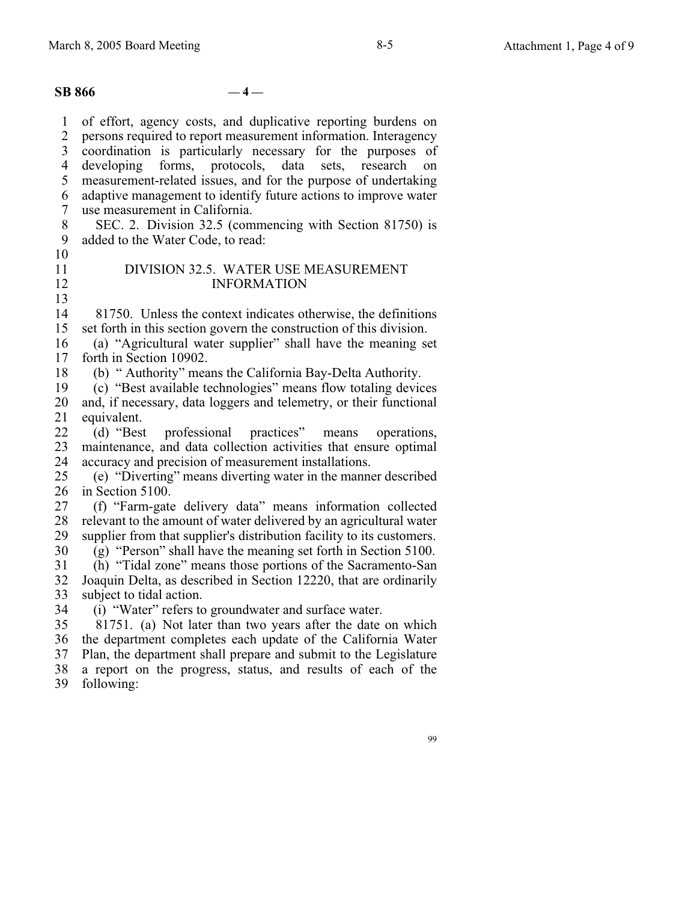of effort, agency costs, and duplicative reporting burdens on persons required to report measurement information. Interagency coordination is particularly necessary for the purposes of developing forms, protocols, data sets, research on measurement-related issues, and for the purpose of undertaking adaptive management to identify future actions to improve water use measurement in California.

SEC. 2. Division 32.5 (commencing with Section 81750) is added to the Water Code, to read:

## DIVISION 32.5. WATER USE MEASUREMENT INFORMATION

81750. Unless the context indicates otherwise, the definitions set forth in this section govern the construction of this division.

(a) "Agricultural water supplier" shall have the meaning set forth in Section 10902.

(b) " Authority" means the California Bay-Delta Authority.

(c) "Best available technologies" means flow totaling devices and, if necessary, data loggers and telemetry, or their functional equivalent.

(d) "Best professional practices" means operations, maintenance, and data collection activities that ensure optimal accuracy and precision of measurement installations.

(e) "Diverting" means diverting water in the manner described in Section 5100.

(f) "Farm-gate delivery data" means information collected relevant to the amount of water delivered by an agricultural water supplier from that supplier's distribution facility to its customers.

(g) "Person" shall have the meaning set forth in Section 5100.

(h) "Tidal zone" means those portions of the Sacramento-San Joaquin Delta, as described in Section 12220, that are ordinarily subject to tidal action.

(i) "Water" refers to groundwater and surface water.

81751. (a) Not later than two years after the date on which the department completes each update of the California Water Plan, the department shall prepare and submit to the Legislature a report on the progress, status, and results of each of the following: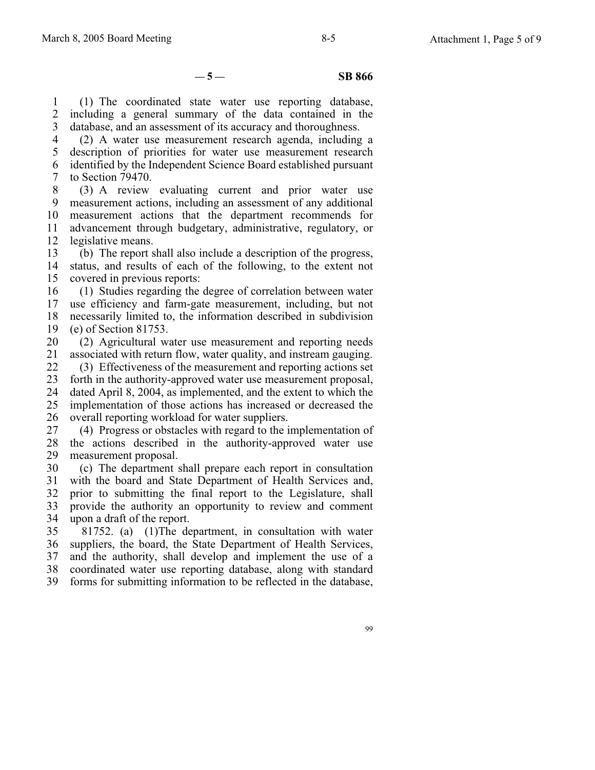(1) The coordinated state water use reporting database, including a general summary of the data contained in the database, and an assessment of its accuracy and thoroughness.

(2) A water use measurement research agenda, including a description of priorities for water use measurement research identified by the Independent Science Board established pursuant to Section 79470.

(3) A review evaluating current and prior water use measurement actions, including an assessment of any additional measurement actions that the department recommends for advancement through budgetary, administrative, regulatory, or legislative means.

(b) The report shall also include a description of the progress, status, and results of each of the following, to the extent not covered in previous reports:

(1) Studies regarding the degree of correlation between water use efficiency and farm-gate measurement, including, but not necessarily limited to, the information described in subdivision (e) of Section 81753.

(2) Agricultural water use measurement and reporting needs associated with return flow, water quality, and instream gauging.

(3) Effectiveness of the measurement and reporting actions set forth in the authority-approved water use measurement proposal, dated April 8, 2004, as implemented, and the extent to which the implementation of those actions has increased or decreased the overall reporting workload for water suppliers.

(4) Progress or obstacles with regard to the implementation of the actions described in the authority-approved water use measurement proposal.

(c) The department shall prepare each report in consultation with the board and State Department of Health Services and, prior to submitting the final report to the Legislature, shall provide the authority an opportunity to review and comment upon a draft of the report.

81752. (a) (1)The department, in consultation with water suppliers, the board, the State Department of Health Services, and the authority, shall develop and implement the use of a coordinated water use reporting database, along with standard forms for submitting information to be reflected in the database,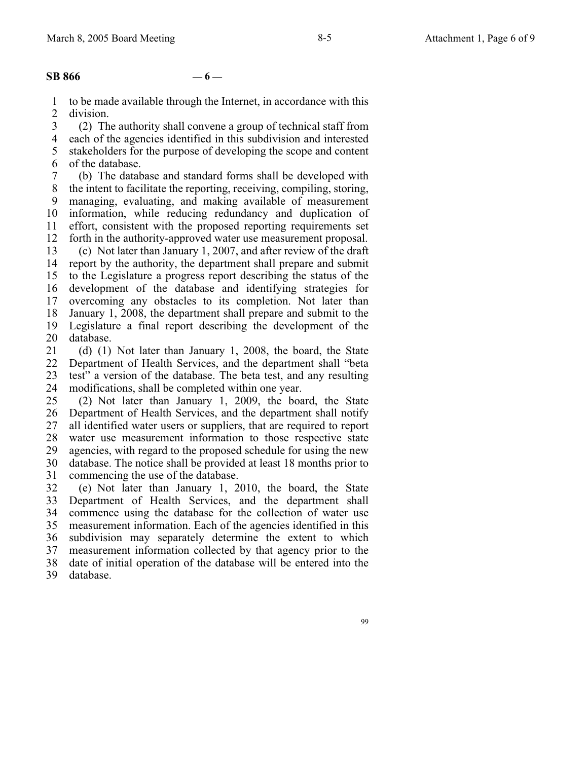to be made available through the Internet, in accordance with this division.

(2) The authority shall convene a group of technical staff from each of the agencies identified in this subdivision and interested stakeholders for the purpose of developing the scope and content of the database.

(b) The database and standard forms shall be developed with the intent to facilitate the reporting, receiving, compiling, storing, managing, evaluating, and making available of measurement information, while reducing redundancy and duplication of effort, consistent with the proposed reporting requirements set forth in the authority-approved water use measurement proposal.

(c) Not later than January 1, 2007, and after review of the draft report by the authority, the department shall prepare and submit to the Legislature a progress report describing the status of the development of the database and identifying strategies for overcoming any obstacles to its completion. Not later than January 1, 2008, the department shall prepare and submit to the Legislature a final report describing the development of the database.

(d) (1) Not later than January 1, 2008, the board, the State Department of Health Services, and the department shall "beta test" a version of the database. The beta test, and any resulting modifications, shall be completed within one year.

(2) Not later than January 1, 2009, the board, the State Department of Health Services, and the department shall notify all identified water users or suppliers, that are required to report water use measurement information to those respective state agencies, with regard to the proposed schedule for using the new database. The notice shall be provided at least 18 months prior to commencing the use of the database.

(e) Not later than January 1, 2010, the board, the State Department of Health Services, and the department shall commence using the database for the collection of water use measurement information. Each of the agencies identified in this subdivision may separately determine the extent to which measurement information collected by that agency prior to the date of initial operation of the database will be entered into the database.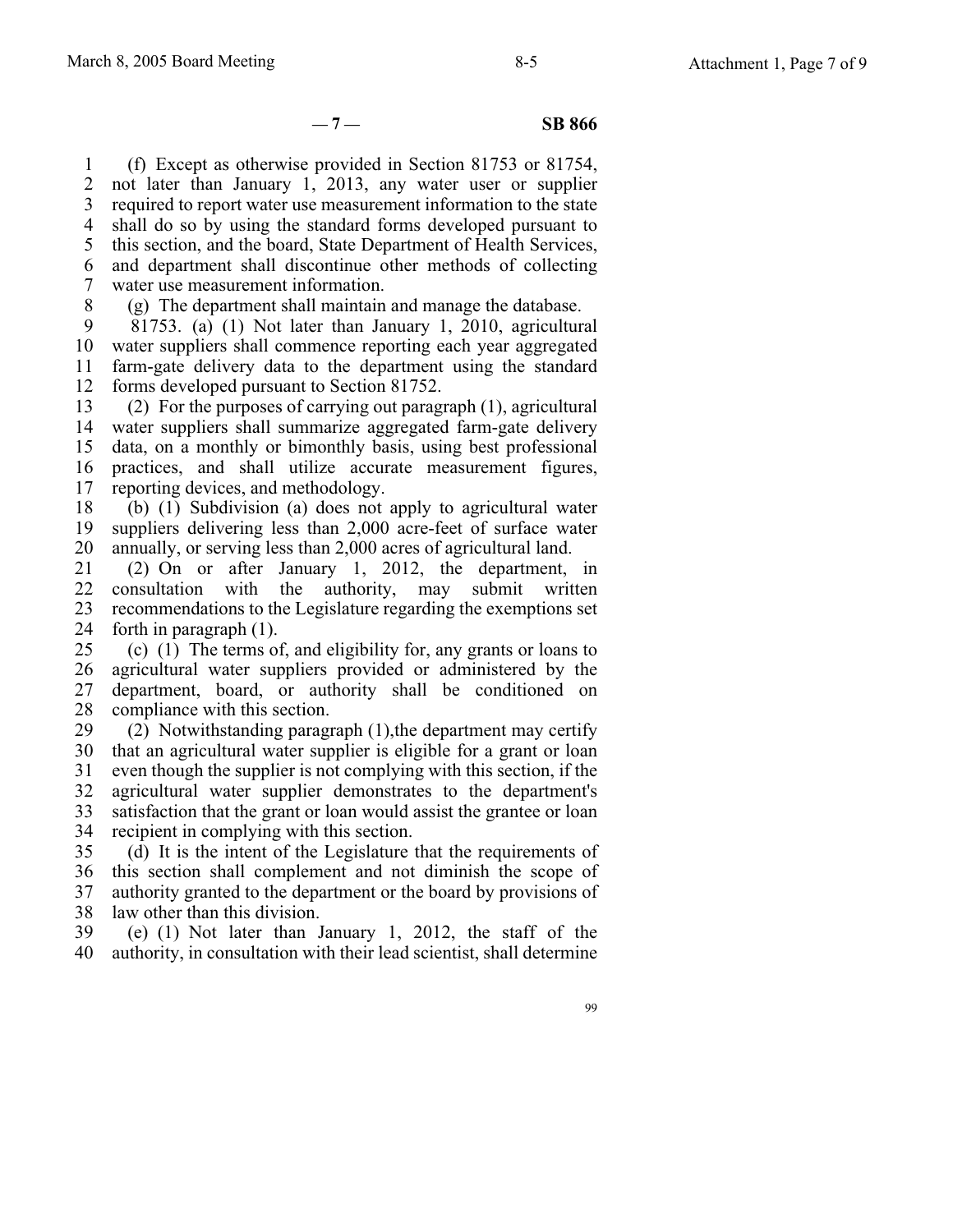(f) Except as otherwise provided in Section 81753 or 81754, not later than January 1, 2013, any water user or supplier required to report water use measurement information to the state shall do so by using the standard forms developed pursuant to this section, and the board, State Department of Health Services, and department shall discontinue other methods of collecting water use measurement information.

(g) The department shall maintain and manage the database.

81753. (a) (1) Not later than January 1, 2010, agricultural water suppliers shall commence reporting each year aggregated farm-gate delivery data to the department using the standard forms developed pursuant to Section 81752.

(2) For the purposes of carrying out paragraph (1), agricultural water suppliers shall summarize aggregated farm-gate delivery data, on a monthly or bimonthly basis, using best professional practices, and shall utilize accurate measurement figures, reporting devices, and methodology.

(b) (1) Subdivision (a) does not apply to agricultural water suppliers delivering less than 2,000 acre-feet of surface water annually, or serving less than 2,000 acres of agricultural land.

(2) On or after January 1, 2012, the department, in consultation with the authority, may submit written recommendations to the Legislature regarding the exemptions set forth in paragraph (1).

(c) (1) The terms of, and eligibility for, any grants or loans to agricultural water suppliers provided or administered by the department, board, or authority shall be conditioned on compliance with this section.

(2) Notwithstanding paragraph (1),the department may certify that an agricultural water supplier is eligible for a grant or loan even though the supplier is not complying with this section, if the agricultural water supplier demonstrates to the department's satisfaction that the grant or loan would assist the grantee or loan recipient in complying with this section.

(d) It is the intent of the Legislature that the requirements of this section shall complement and not diminish the scope of authority granted to the department or the board by provisions of law other than this division.

(e) (1) Not later than January 1, 2012, the staff of the authority, in consultation with their lead scientist, shall determine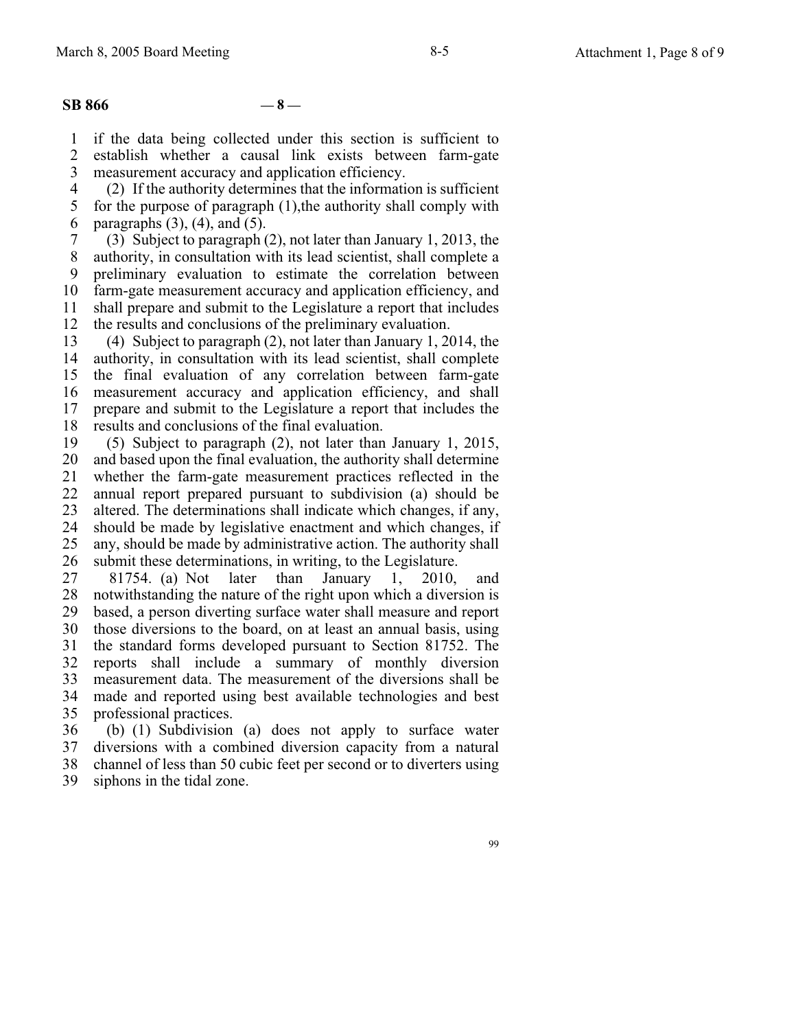if the data being collected under this section is sufficient to establish whether a causal link exists between farm-gate measurement accuracy and application efficiency.

(2) If the authority determines that the information is sufficient for the purpose of paragraph (1),the authority shall comply with paragraphs (3), (4), and (5).

(3) Subject to paragraph (2), not later than January 1, 2013, the authority, in consultation with its lead scientist, shall complete a preliminary evaluation to estimate the correlation between farm-gate measurement accuracy and application efficiency, and shall prepare and submit to the Legislature a report that includes the results and conclusions of the preliminary evaluation.

(4) Subject to paragraph (2), not later than January 1, 2014, the authority, in consultation with its lead scientist, shall complete the final evaluation of any correlation between farm-gate measurement accuracy and application efficiency, and shall prepare and submit to the Legislature a report that includes the results and conclusions of the final evaluation.

(5) Subject to paragraph (2), not later than January 1, 2015, and based upon the final evaluation, the authority shall determine whether the farm-gate measurement practices reflected in the annual report prepared pursuant to subdivision (a) should be altered. The determinations shall indicate which changes, if any, should be made by legislative enactment and which changes, if any, should be made by administrative action. The authority shall submit these determinations, in writing, to the Legislature.

81754. (a) Not later than January 1, 2010, and notwithstanding the nature of the right upon which a diversion is based, a person diverting surface water shall measure and report those diversions to the board, on at least an annual basis, using the standard forms developed pursuant to Section 81752. The reports shall include a summary of monthly diversion measurement data. The measurement of the diversions shall be made and reported using best available technologies and best professional practices.

(b) (1) Subdivision (a) does not apply to surface water diversions with a combined diversion capacity from a natural channel of less than 50 cubic feet per second or to diverters using siphons in the tidal zone.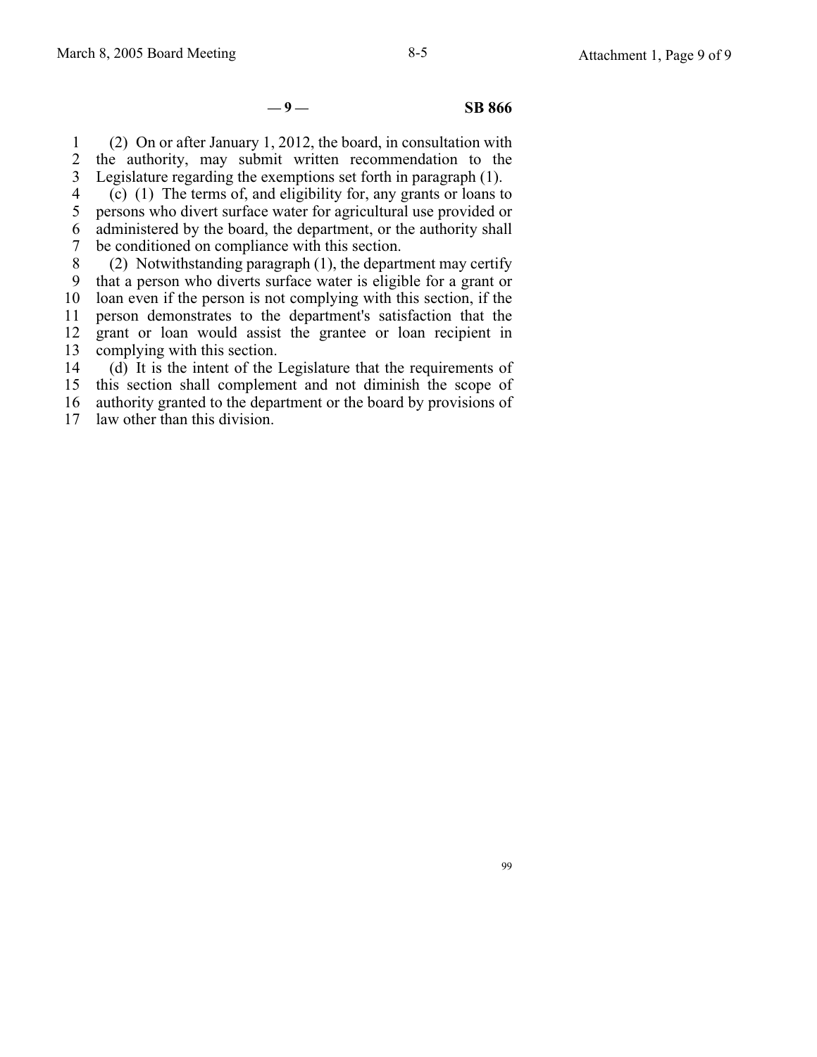(2) On or after January 1, 2012, the board, in consultation with the authority, may submit written recommendation to the Legislature regarding the exemptions set forth in paragraph (1).

(c) (1) The terms of, and eligibility for, any grants or loans to persons who divert surface water for agricultural use provided or administered by the board, the department, or the authority shall be conditioned on compliance with this section.

(2) Notwithstanding paragraph (1), the department may certify that a person who diverts surface water is eligible for a grant or loan even if the person is not complying with this section, if the person demonstrates to the department's satisfaction that the grant or loan would assist the grantee or loan recipient in complying with this section.

(d) It is the intent of the Legislature that the requirements of this section shall complement and not diminish the scope of authority granted to the department or the board by provisions of law other than this division.